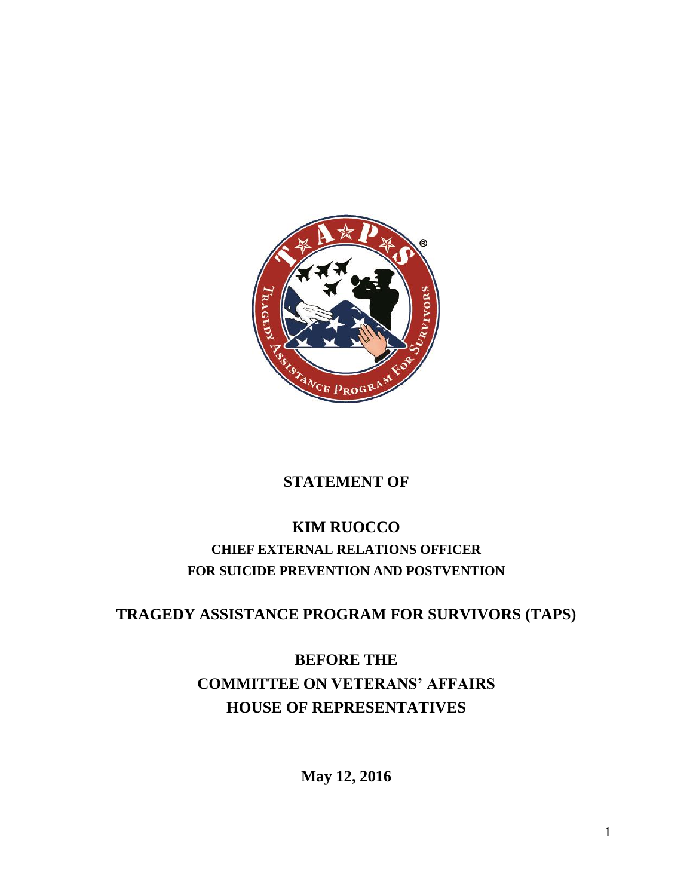**STATEMENT OF**

**KIM RUOCCO**

**CHIEF EXTERNAL RELATIONS OFFICER**

**FOR SUICIDE PREVENTION AND POSTVENTION**

**TRAGEDY ASSISTANCE PROGRAM FOR SURVIVORS (TAPS)**

**BEFORE THE**

**COMMITTEE ON VETERANS' AFFAIRS**

**HOUSE OF REPRESENTATIVES**

**May 12, 2016**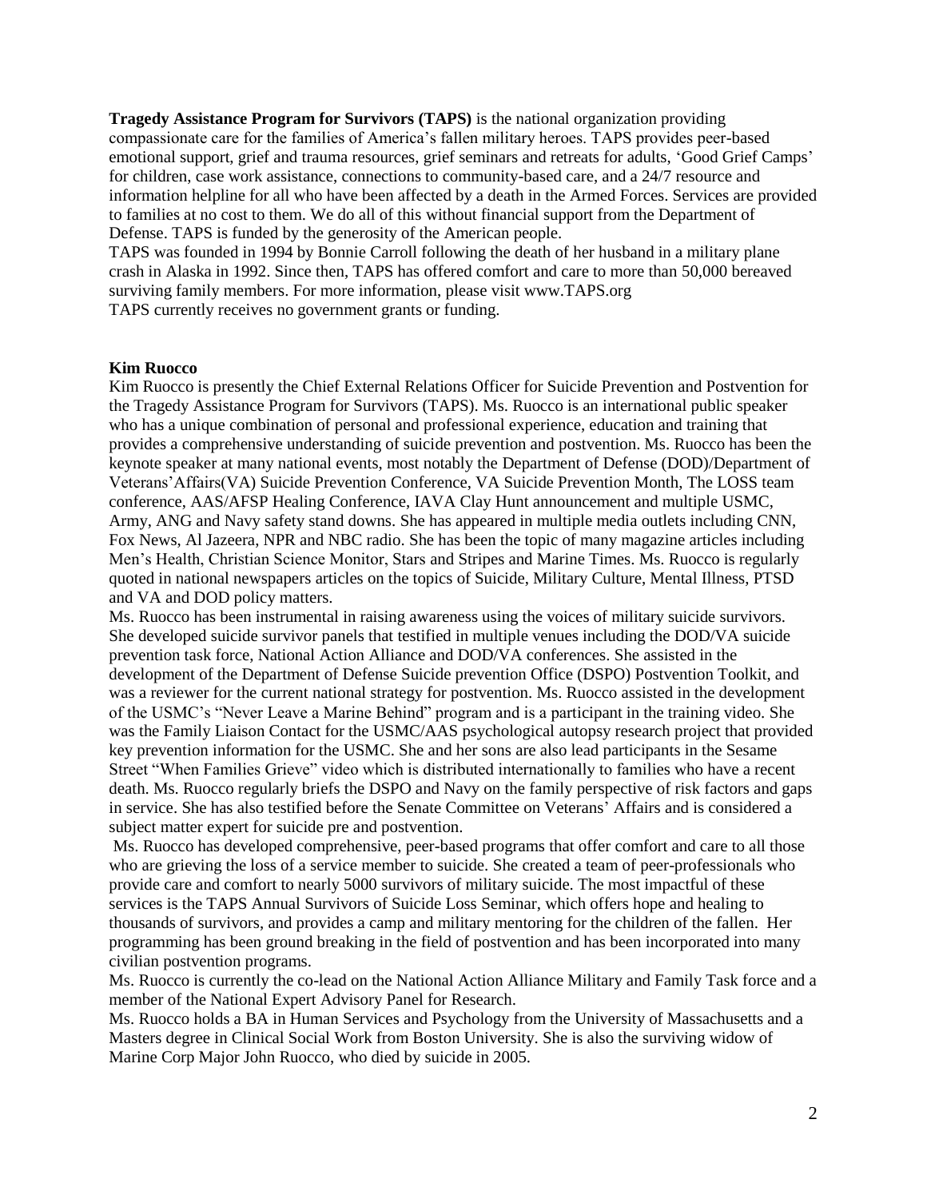**Tragedy Assistance Program for Survivors (TAPS)** is the national organization providing compassionate care for the families of America's fallen military heroes. TAPS provides peer-based emotional support, grief and trauma resources, grief seminars and retreats for adults, 'Good Grief Camps' for children, case work assistance, connections to community-based care, and a 24/7 resource and information helpline for all who have been affected by a death in the Armed Forces. Services are provided to families at no cost to them. We do all of this without financial support from the Department of Defense. TAPS is funded by the generosity of the American people.

TAPS was founded in 1994 by Bonnie Carroll following the death of her husband in a military plane crash in Alaska in 1992. Since then, TAPS has offered comfort and care to more than 50,000 bereaved surviving family members. For more information, please visit www.TAPS.org

TAPS currently receives no government grants or funding.

**Kim Ruocco**

Kim Ruocco is presently the Chief External Relations Officer for Suicide Prevention and Postvention for the Tragedy Assistance Program for Survivors (TAPS). Ms. Ruocco is an international public speaker who has a unique combination of personal and professional experience, education and training that provides a comprehensive understanding of suicide prevention and postvention. Ms. Ruocco has been the keynote speaker at many national events, most notably the Department of Defense (DOD)/Department of Veterans'Affairs(VA) Suicide Prevention Conference, VA Suicide Prevention Month, The LOSS team conference, AAS/AFSP Healing Conference, IAVA Clay Hunt announcement and multiple USMC, Army, ANG and Navy safety stand downs. She has appeared in multiple media outlets including CNN, Fox News, Al Jazeera, NPR and NBC radio. She has been the topic of many magazine articles including Men's Health, Christian Science Monitor, Stars and Stripes and Marine Times. Ms. Ruocco is regularly quoted in national newspapers articles on the topics of Suicide, Military Culture, Mental Illness, PTSD and VA and DOD policy matters.

Ms. Ruocco has been instrumental in raising awareness using the voices of military suicide survivors. She developed suicide survivor panels that testified in multiple venues including the DOD/VA suicide prevention task force, National Action Alliance and DOD/VA conferences. She assisted in the development of the Department of Defense Suicide prevention Office (DSPO) Postvention Toolkit, and was a reviewer for the current national strategy for postvention. Ms. Ruocco assisted in the development of the USMC's "Never Leave a Marine Behind" program and is a participant in the training video. She was the Family Liaison Contact for the USMC/AAS psychological autopsy research project that provided key prevention information for the USMC. She and her sons are also lead participants in the Sesame Street "When Families Grieve" video which is distributed internationally to families who have a recent death. Ms. Ruocco regularly briefs the DSPO and Navy on the family perspective of risk factors and gaps in service. She has also testified before the Senate Committee on Veterans' Affairs and is considered a subject matter expert for suicide pre and postvention.

Ms. Ruocco has developed comprehensive, peer-based programs that offer comfort and care to all those who are grieving the loss of a service member to suicide. She created a team of peer-professionals who provide care and comfort to nearly 5000 survivors of military suicide. The most impactful of these services is the TAPS Annual Survivors of Suicide Loss Seminar, which offers hope and healing to thousands of survivors, and provides a camp and military mentoring for the children of the fallen. Her programming has been ground breaking in the field of postvention and has been incorporated into many civilian postvention programs.

Ms. Ruocco is currently the co-lead on the National Action Alliance Military and Family Task force and a member of the National Expert Advisory Panel for Research.

Ms. Ruocco holds a BA in Human Services and Psychology from the University of Massachusetts and a Masters degree in Clinical Social Work from Boston University. She is also the surviving widow of Marine Corp Major John Ruocco, who died by suicide in 2005.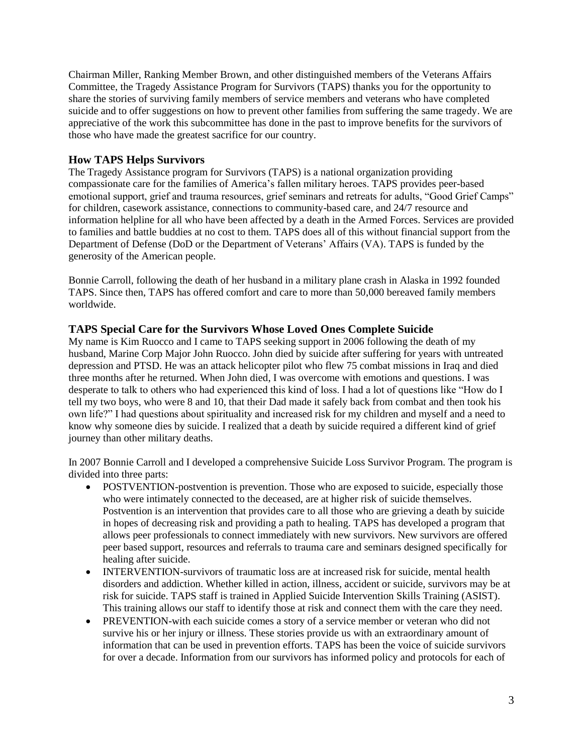Chairman Miller, Ranking Member Brown, and other distinguished members of the Veterans Affairs Committee, the Tragedy Assistance Program for Survivors (TAPS) thanks you for the opportunity to share the stories of surviving family members of service members and veterans who have completed suicide and to offer suggestions on how to prevent other families from suffering the same tragedy. We are appreciative of the work this subcommittee has done in the past to improve benefits for the survivors of those who have made the greatest sacrifice for our country.

## How TAPS Helps Survivors

The Tragedy Assistance program for Survivors (TAPS) is a national organization providing compassionate care for the families of America's fallen military heroes. TAPS provides peer-based emotional support, grief and trauma resources, grief seminars and retreats for adults, "Good Grief Camps" for children, casework assistance, connections to community-based care, and 24/7 resource and information helpline for all who have been affected by a death in the Armed Forces. Services are provided to families and battle buddies at no cost to them. TAPS does all of this without financial support from the Department of Defense (DoD or the Department of Veterans' Affairs (VA). TAPS is funded by the generosity of the American people.

Bonnie Carroll, following the death of her husband in a military plane crash in Alaska in 1992 founded TAPS. Since then, TAPS has offered comfort and care to more than 50,000 bereaved family members worldwide.

## TAPS Special Care for the Survivors Whose Loved Ones Complete Suicide

My name is Kim Ruocco and I came to TAPS seeking support in 2006 following the death of my husband, Marine Corp Major John Ruocco. John died by suicide after suffering for years with untreated depression and PTSD. He was an attack helicopter pilot who flew 75 combat missions in Iraq and died three months after he returned. When John died, I was overcome with emotions and questions. I was desperate to talk to others who had experienced this kind of loss. I had a lot of questions like "How do I tell my two boys, who were 8 and 10, that their Dad made it safely back from combat and then took his own life?" I had questions about spirituality and increased risk for my children and myself and a need to know why someone dies by suicide. I realized that a death by suicide required a different kind of grief journey than other military deaths.

In 2007 Bonnie Carroll and I developed a comprehensive Suicide Loss Survivor Program. The program is divided into three parts:

- POSTVENTION-postvention is prevention. Those who are exposed to suicide, especially those who were intimately connected to the deceased, are at higher risk of suicide themselves. Postvention is an intervention that provides care to all those who are grieving a death by suicide in hopes of decreasing risk and providing a path to healing. TAPS has developed a program that allows peer professionals to connect immediately with new survivors. New survivors are offered peer based support, resources and referrals to trauma care and seminars designed specifically for healing after suicide.
- INTERVENTION-survivors of traumatic loss are at increased risk for suicide, mental health disorders and addiction. Whether killed in action, illness, accident or suicide, survivors may be at risk for suicide. TAPS staff is trained in Applied Suicide Intervention Skills Training (ASIST). This training allows our staff to identify those at risk and connect them with the care they need.
- PREVENTION-with each suicide comes a story of a service member or veteran who did not survive his or her injury or illness. These stories provide us with an extraordinary amount of information that can be used in prevention efforts. TAPS has been the voice of suicide survivors for over a decade. Information from our survivors has informed policy and protocols for each of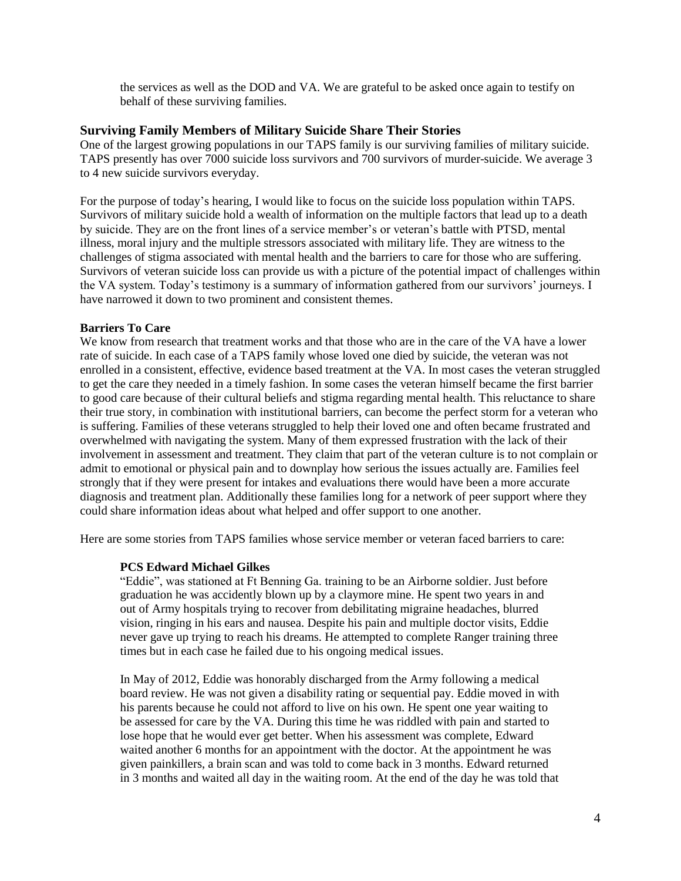the services as well as the DOD and VA. We are grateful to be asked once again to testify on behalf of these surviving families.

## Surviving Family Members of Military Suicide Share Their Stories

One of the largest growing populations in our TAPS family is our surviving families of military suicide. TAPS presently has over 7000 suicide loss survivors and 700 survivors of murder-suicide. We average 3 to 4 new suicide survivors everyday.

For the purpose of today's hearing, I would like to focus on the suicide loss population within TAPS. Survivors of military suicide hold a wealth of information on the multiple factors that lead up to a death by suicide. They are on the front lines of a service member's or veteran's battle with PTSD, mental illness, moral injury and the multiple stressors associated with military life. They are witness to the challenges of stigma associated with mental health and the barriers to care for those who are suffering. Survivors of veteran suicide loss can provide us with a picture of the potential impact of challenges within the VA system. Today's testimony is a summary of information gathered from our survivors' journeys. I have narrowed it down to two prominent and consistent themes.

### Barriers To Care

We know from research that treatment works and that those who are in the care of the VA have a lower rate of suicide. In each case of a TAPS family whose loved one died by suicide, the veteran was not enrolled in a consistent, effective, evidence based treatment at the VA. In most cases the veteran struggled to get the care they needed in a timely fashion. In some cases the veteran himself became the first barrier to good care because of their cultural beliefs and stigma regarding mental health. This reluctance to share their true story, in combination with institutional barriers, can become the perfect storm for a veteran who is suffering. Families of these veterans struggled to help their loved one and often became frustrated and overwhelmed with navigating the system. Many of them expressed frustration with the lack of their involvement in assessment and treatment. They claim that part of the veteran culture is to not complain or admit to emotional or physical pain and to downplay how serious the issues actually are. Families feel strongly that if they were present for intakes and evaluations there would have been a more accurate diagnosis and treatment plan. Additionally these families long for a network of peer support where they could share information ideas about what helped and offer support to one another.

Here are some stories from TAPS families whose service member or veteran faced barriers to care:

#### PCS Edward Michael Gilkes

"Eddie", was stationed at Ft Benning Ga. training to be an Airborne soldier. Just before graduation he was accidently blown up by a claymore mine. He spent two years in and out of Army hospitals trying to recover from debilitating migraine headaches, blurred vision, ringing in his ears and nausea. Despite his pain and multiple doctor visits, Eddie never gave up trying to reach his dreams. He attempted to complete Ranger training three times but in each case he failed due to his ongoing medical issues.

In May of 2012, Eddie was honorably discharged from the Army following a medical board review. He was not given a disability rating or sequential pay. Eddie moved in with his parents because he could not afford to live on his own. He spent one year waiting to be assessed for care by the VA. During this time he was riddled with pain and started to lose hope that he would ever get better. When his assessment was complete, Edward waited another 6 months for an appointment with the doctor. At the appointment he was given painkillers, a brain scan and was told to come back in 3 months. Edward returned in 3 months and waited all day in the waiting room. At the end of the day he was told that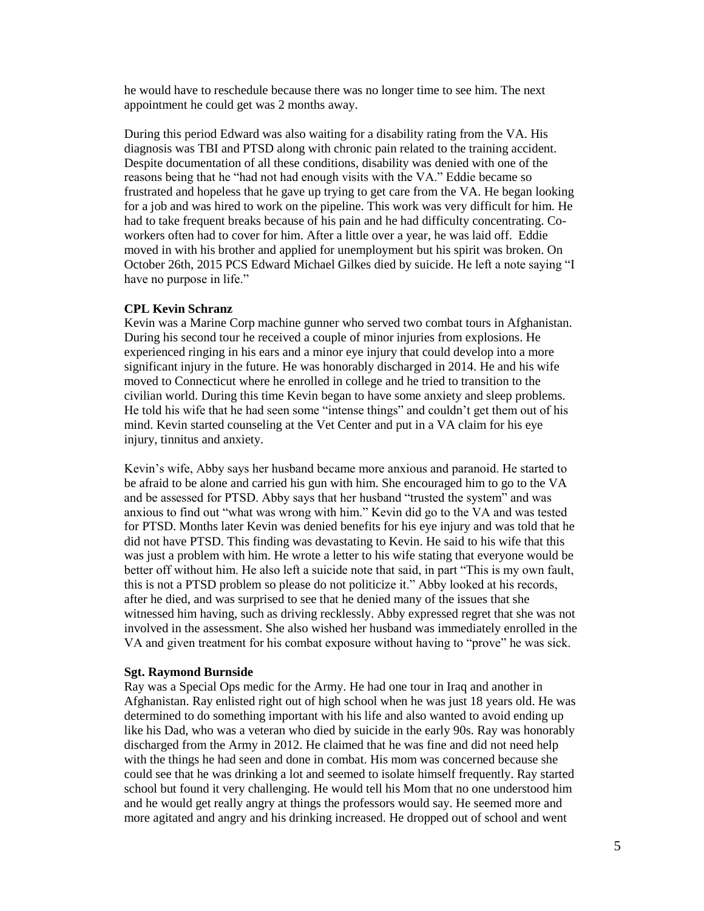he would have to reschedule because there was no longer time to see him. The next appointment he could get was 2 months away.

During this period Edward was also waiting for a disability rating from the VA. His diagnosis was TBI and PTSD along with chronic pain related to the training accident. Despite documentation of all these conditions, disability was denied with one of the reasons being that he "had not had enough visits with the VA." Eddie became so frustrated and hopeless that he gave up trying to get care from the VA. He began looking for a job and was hired to work on the pipeline. This work was very difficult for him. He had to take frequent breaks because of his pain and he had difficulty concentrating. Co-workers often had to cover for him. After a little over a year, he was laid off. Eddie moved in with his brother and applied for unemployment but his spirit was broken. On October 26th, 2015 PCS Edward Michael Gilkes died by suicide. He left a note saying "I have no purpose in life."

**CPL Kevin Schranz**

Kevin was a Marine Corp machine gunner who served two combat tours in Afghanistan. During his second tour he received a couple of minor injuries from explosions. He experienced ringing in his ears and a minor eye injury that could develop into a more significant injury in the future. He was honorably discharged in 2014. He and his wife moved to Connecticut where he enrolled in college and he tried to transition to the civilian world. During this time Kevin began to have some anxiety and sleep problems. He told his wife that he had seen some "intense things" and couldn't get them out of his mind. Kevin started counseling at the Vet Center and put in a VA claim for his eye injury, tinnitus and anxiety.

Kevin's wife, Abby says her husband became more anxious and paranoid. He started to be afraid to be alone and carried his gun with him. She encouraged him to go to the VA and be assessed for PTSD. Abby says that her husband "trusted the system" and was anxious to find out "what was wrong with him." Kevin did go to the VA and was tested for PTSD. Months later Kevin was denied benefits for his eye injury and was told that he did not have PTSD. This finding was devastating to Kevin. He said to his wife that this was just a problem with him. He wrote a letter to his wife stating that everyone would be better off without him. He also left a suicide note that said, in part "This is my own fault, this is not a PTSD problem so please do not politicize it." Abby looked at his records, after he died, and was surprised to see that he denied many of the issues that she witnessed him having, such as driving recklessly. Abby expressed regret that she was not involved in the assessment. She also wished her husband was immediately enrolled in the VA and given treatment for his combat exposure without having to "prove" he was sick.

**Sgt. Raymond Burnside**

Ray was a Special Ops medic for the Army. He had one tour in Iraq and another in Afghanistan. Ray enlisted right out of high school when he was just 18 years old. He was determined to do something important with his life and also wanted to avoid ending up like his Dad, who was a veteran who died by suicide in the early 90s. Ray was honorably discharged from the Army in 2012. He claimed that he was fine and did not need help with the things he had seen and done in combat. His mom was concerned because she could see that he was drinking a lot and seemed to isolate himself frequently. Ray started school but found it very challenging. He would tell his Mom that no one understood him and he would get really angry at things the professors would say. He seemed more and more agitated and angry and his drinking increased. He dropped out of school and went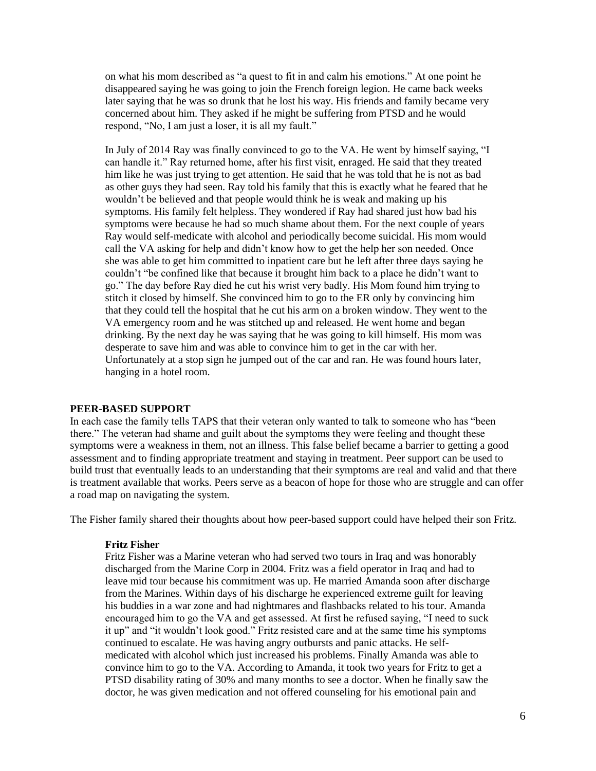on what his mom described as "a quest to fit in and calm his emotions." At one point he disappeared saying he was going to join the French foreign legion. He came back weeks later saying that he was so drunk that he lost his way. His friends and family became very concerned about him. They asked if he might be suffering from PTSD and he would respond, "No, I am just a loser, it is all my fault."

In July of 2014 Ray was finally convinced to go to the VA. He went by himself saying, "I can handle it." Ray returned home, after his first visit, enraged. He said that they treated him like he was just trying to get attention. He said that he was told that he is not as bad as other guys they had seen. Ray told his family that this is exactly what he feared that he wouldn't be believed and that people would think he is weak and making up his symptoms. His family felt helpless. They wondered if Ray had shared just how bad his symptoms were because he had so much shame about them. For the next couple of years Ray would self-medicate with alcohol and periodically become suicidal. His mom would call the VA asking for help and didn't know how to get the help her son needed. Once she was able to get him committed to inpatient care but he left after three days saying he couldn't "be confined like that because it brought him back to a place he didn't want to go." The day before Ray died he cut his wrist very badly. His Mom found him trying to stitch it closed by himself. She convinced him to go to the ER only by convincing him that they could tell the hospital that he cut his arm on a broken window. They went to the VA emergency room and he was stitched up and released. He went home and began drinking. By the next day he was saying that he was going to kill himself. His mom was desperate to save him and was able to convince him to get in the car with her. Unfortunately at a stop sign he jumped out of the car and ran. He was found hours later, hanging in a hotel room.

## PEER-BASED SUPPORT

In each case the family tells TAPS that their veteran only wanted to talk to someone who has "been there." The veteran had shame and guilt about the symptoms they were feeling and thought these symptoms were a weakness in them, not an illness. This false belief became a barrier to getting a good assessment and to finding appropriate treatment and staying in treatment. Peer support can be used to build trust that eventually leads to an understanding that their symptoms are real and valid and that there is treatment available that works. Peers serve as a beacon of hope for those who are struggle and can offer a road map on navigating the system.

The Fisher family shared their thoughts about how peer-based support could have helped their son Fritz.

**Fritz Fisher**

Fritz Fisher was a Marine veteran who had served two tours in Iraq and was honorably discharged from the Marine Corp in 2004. Fritz was a field operator in Iraq and had to leave mid tour because his commitment was up. He married Amanda soon after discharge from the Marines. Within days of his discharge he experienced extreme guilt for leaving his buddies in a war zone and had nightmares and flashbacks related to his tour. Amanda encouraged him to go the VA and get assessed. At first he refused saying, "I need to suck it up" and "it wouldn't look good." Fritz resisted care and at the same time his symptoms continued to escalate. He was having angry outbursts and panic attacks. He self-medicated with alcohol which just increased his problems. Finally Amanda was able to convince him to go to the VA. According to Amanda, it took two years for Fritz to get a PTSD disability rating of 30% and many months to see a doctor. When he finally saw the doctor, he was given medication and not offered counseling for his emotional pain and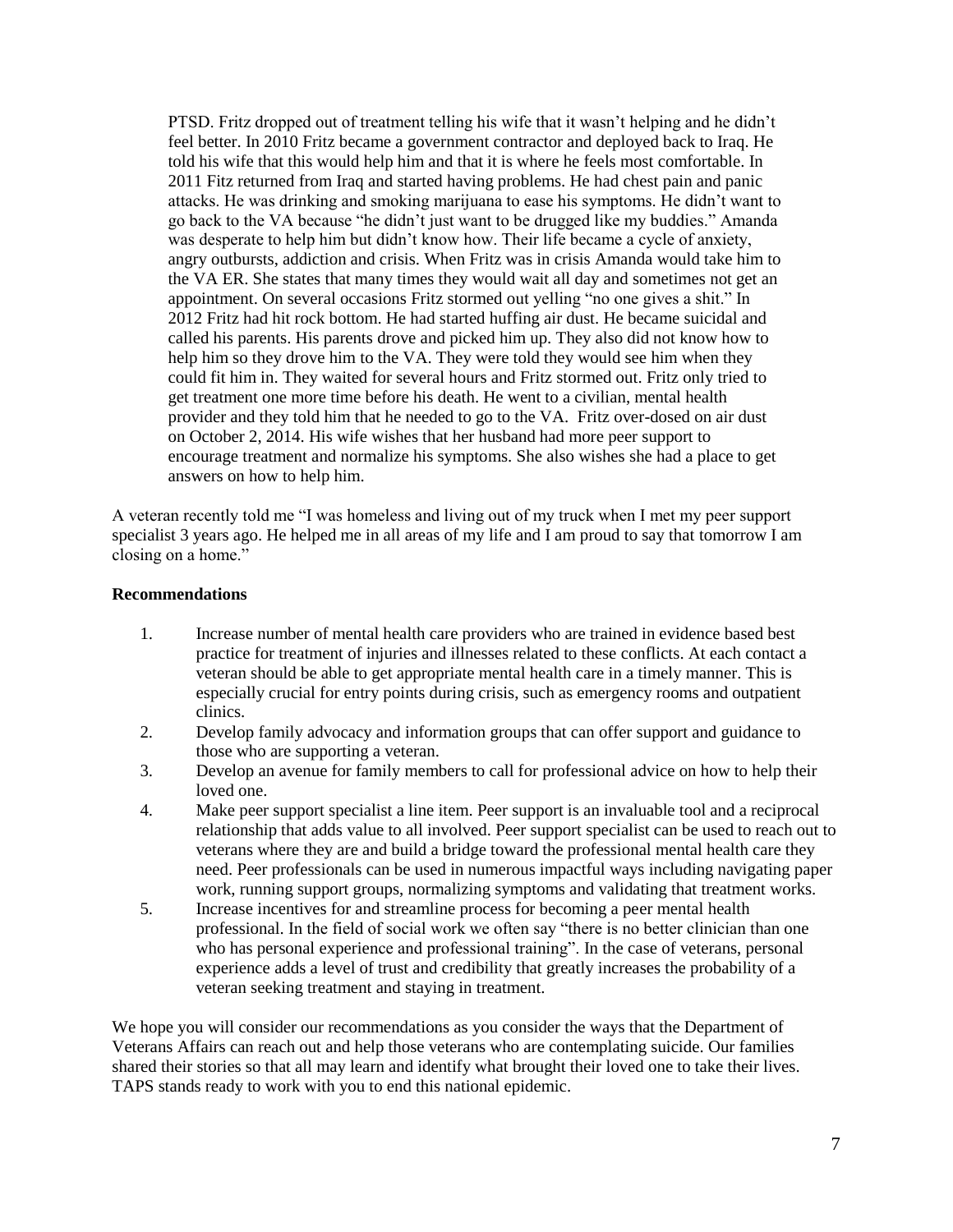> PTSD. Fritz dropped out of treatment telling his wife that it wasn't helping and he didn't feel better. In 2010 Fritz became a government contractor and deployed back to Iraq. He told his wife that this would help him and that it is where he feels most comfortable. In 2011 Fitz returned from Iraq and started having problems. He had chest pain and panic attacks. He was drinking and smoking marijuana to ease his symptoms. He didn't want to go back to the VA because "he didn't just want to be drugged like my buddies." Amanda was desperate to help him but didn't know how. Their life became a cycle of anxiety, angry outbursts, addiction and crisis. When Fritz was in crisis Amanda would take him to the VA ER. She states that many times they would wait all day and sometimes not get an appointment. On several occasions Fritz stormed out yelling "no one gives a shit." In 2012 Fritz had hit rock bottom. He had started huffing air dust. He became suicidal and called his parents. His parents drove and picked him up. They also did not know how to help him so they drove him to the VA. They were told they would see him when they could fit him in. They waited for several hours and Fritz stormed out. Fritz only tried to get treatment one more time before his death. He went to a civilian, mental health provider and they told him that he needed to go to the VA. Fritz over-dosed on air dust on October 2, 2014. His wife wishes that her husband had more peer support to encourage treatment and normalize his symptoms. She also wishes she had a place to get answers on how to help him.

A veteran recently told me "I was homeless and living out of my truck when I met my peer support specialist 3 years ago. He helped me in all areas of my life and I am proud to say that tomorrow I am closing on a home."

**Recommendations**

1. Increase number of mental health care providers who are trained in evidence based best practice for treatment of injuries and illnesses related to these conflicts. At each contact a veteran should be able to get appropriate mental health care in a timely manner. This is especially crucial for entry points during crisis, such as emergency rooms and outpatient clinics.
2. Develop family advocacy and information groups that can offer support and guidance to those who are supporting a veteran.
3. Develop an avenue for family members to call for professional advice on how to help their loved one.
4. Make peer support specialist a line item. Peer support is an invaluable tool and a reciprocal relationship that adds value to all involved. Peer support specialist can be used to reach out to veterans where they are and build a bridge toward the professional mental health care they need. Peer professionals can be used in numerous impactful ways including navigating paper work, running support groups, normalizing symptoms and validating that treatment works.
5. Increase incentives for and streamline process for becoming a peer mental health professional. In the field of social work we often say "there is no better clinician than one who has personal experience and professional training". In the case of veterans, personal experience adds a level of trust and credibility that greatly increases the probability of a veteran seeking treatment and staying in treatment.

We hope you will consider our recommendations as you consider the ways that the Department of Veterans Affairs can reach out and help those veterans who are contemplating suicide. Our families shared their stories so that all may learn and identify what brought their loved one to take their lives. TAPS stands ready to work with you to end this national epidemic.